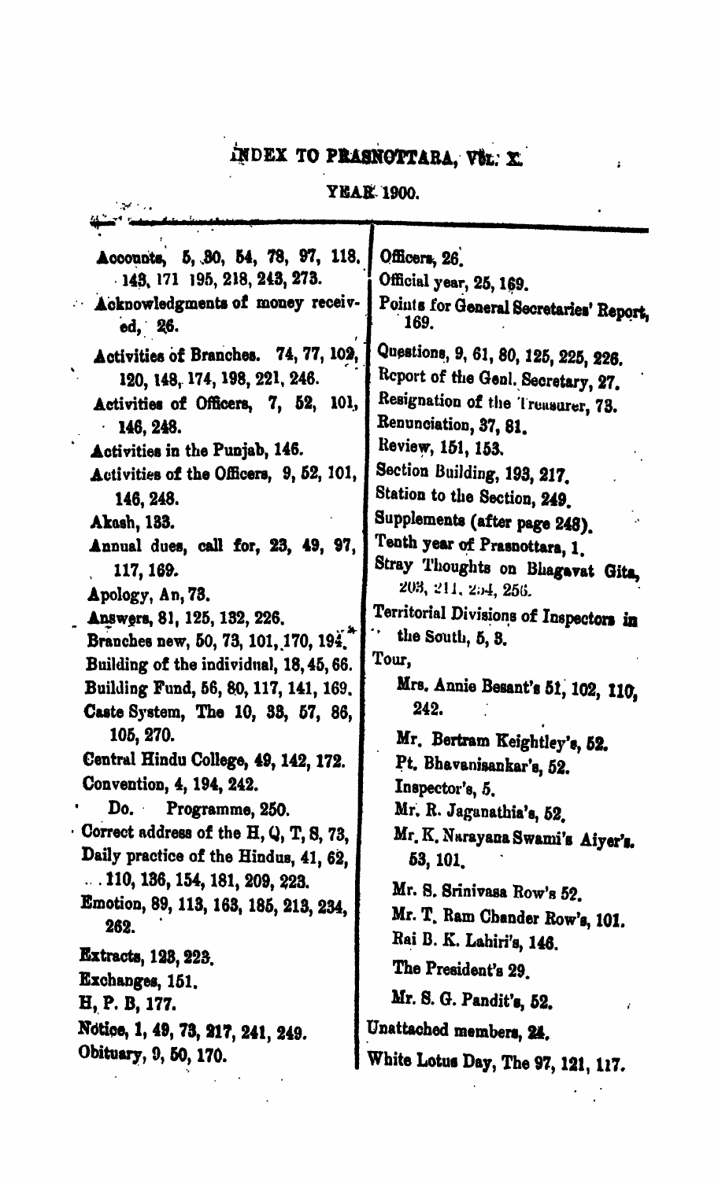# INDEX TO PRASNOTTARA, VOL. X.

## YEAR 1900.

Accounts, 5, 30, 54, 78, 97, 118, 143, 171 195, 218, 243, 273.

Acknowledgments of money received, 26.

Activities of Branches. 74, 77, 102, 120, 148, 174, 198, 221, 246.

Activities of Officers, 7, 52, 101, 146, 248.

Activities in the Punjab, 146.

Activities of the Officers, 9, 52, 101, 146, 248.

Akash, 133.

Annual dues, call for, 23, 49, 97, 117, 169.

Apology, An, 73.

Answers, 81, 125, 132, 226.

Branches new, 50, 73, 101, 170, 194.

Building of the individual, 18, 45, 66.

Building Fund, 56, 80, 117, 141, 169.

Caste System, The 10, 33, 57, 86, 105, 270.

Central Hindu College, 49, 142, 172.

Convention, 4, 194, 242.

Do. Programme, 250.

Correct address of the H, Q, T, S, 73,

Daily practice of the Hindus, 41, 62, 110, 136, 154, 181, 209, 223.

Emotion, 89, 113, 163, 185, 213, 234, 262.

Extracts, 123, 223.

Exchanges, 151.

H, P. B, 177.

Notice, 1, 49, 73, 217, 241, 249.

Obituary, 9, 50, 170.

Officers, 26.

Official year, 25, 169.

Points for General Secretaries' Report, 169.

Questions, 9, 61, 80, 125, 225, 226.

Report of the Genl. Secretary, 27.

Resignation of the Treasurer, 73.

Renunciation, 37, 81.

Review, 151, 153.

Section Building, 193, 217.

Station to the Section, 249.

Supplements (after page 248).

Tenth year of Prasnottara, 1.

Stray Thoughts on Bhagavat Gita, 203, 211, 254, 256.

Territorial Divisions of Inspectors in the South, 5, 8.

Tour,

- Mrs. Annie Besant's 51, 102, 110, 242.
- Mr. Bertram Keightley's, 52.
- Pt. Bhavanisankar's, 52.
- Inspector's, 5.
- Mr. R. Jaganathia's, 52.
- Mr. K. Narayana Swami's Aiyer's. 53, 101.
- Mr. S. Srinivasa Row's 52.
- Mr. T. Ram Chander Row's, 101.
- Rai B. K. Lahiri's, 146.
- The President's 29.
- Mr. S. G. Pandit's, 52.

Unattached members, 24.

White Lotus Day, The 97, 121, 117.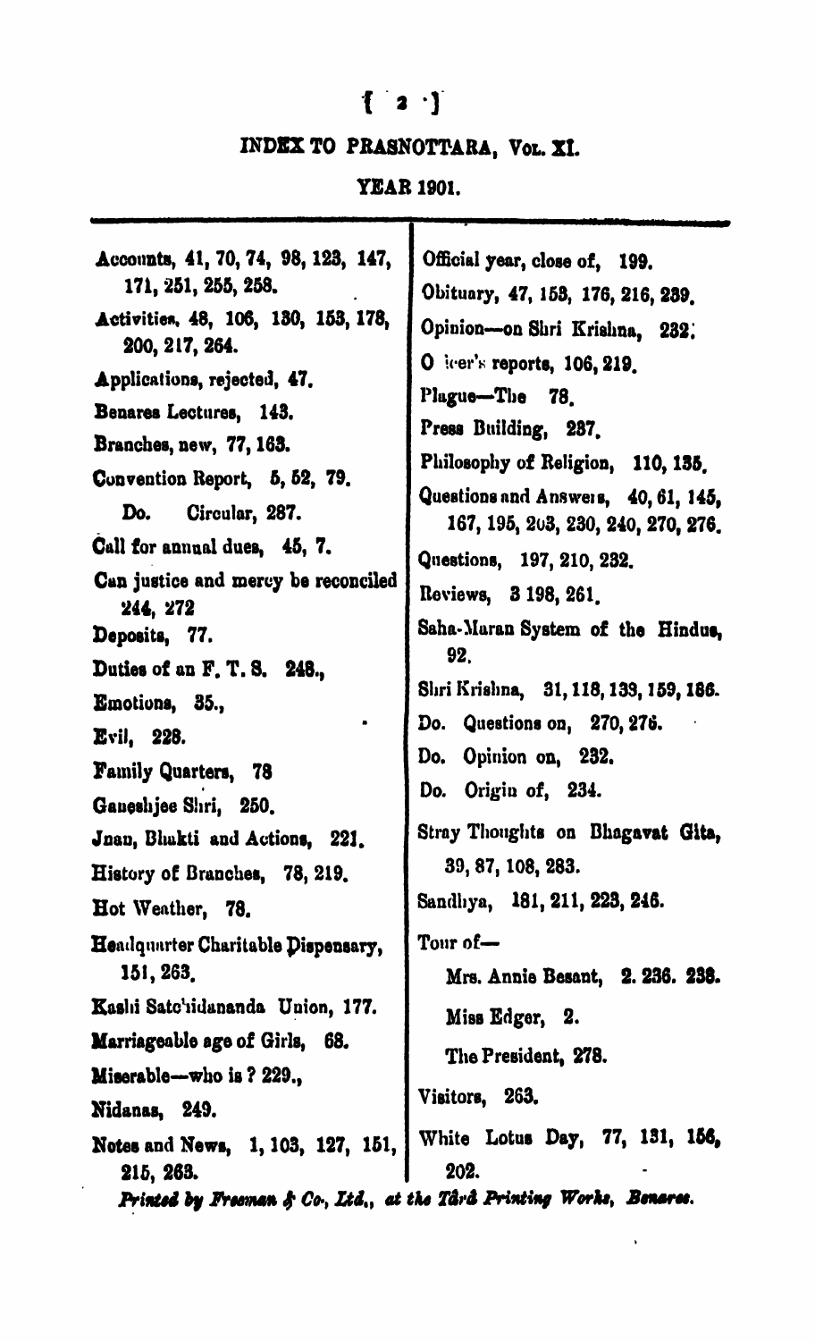# INDEX TO PRASNOTTARA, Vol. XI.

## YEAR 1901.

Accounts, 41, 70, 74, 98, 123, 147, 171, 251, 255, 258.

Activities, 48, 106, 130, 153, 178, 200, 217, 264.

Applications, rejected, 47.

Benares Lectures, 143.

Branches, new, 77, 163.

Convention Report, 5, 52, 79.

Do. Circular, 287.

Call for annual dues, 45, 7.

Can justice and mercy be reconciled 244, 272

Deposits, 77.

Duties of an F. T. S. 248.,

Emotions, 35.,

Evil, 228.

Family Quarters, 78

Ganeshjee Shri, 250.

Jnan, Bhakti and Actions, 221.

History of Branches, 78, 219.

Hot Weather, 78.

Headquarter Charitable Dispensary, 151, 263.

Kashi Satchidananda Union, 177.

Marriageable age of Girls, 68.

Miserable—who is ? 229.,

Nidanas, 249.

Notes and News, 1, 103, 127, 151, 215, 263.

Official year, close of, 199.

Obituary, 47, 153, 176, 216, 239.

Opinion—on Shri Krishna, 232.

O icer's reports, 106, 219.

Plague—The 78.

Press Building, 237.

Philosophy of Religion, 110, 135.

Questions and Answers, 40, 61, 145, 167, 195, 203, 230, 240, 270, 276.

Questions, 197, 210, 232.

Reviews, 3 198, 261.

Saha-Maran System of the Hindus, 92.

Shri Krishna, 31, 118, 133, 159, 186.

Do. Questions on, 270, 276.

Do. Opinion on, 232.

Do. Origin of, 234.

Stray Thoughts on Bhagavat Gita, 39, 87, 108, 283.

Sandhya, 181, 211, 223, 246.

Tour of—

Mrs. Annie Besant, 2. 236. 238.

Miss Edger, 2.

The President, 278.

Visitors, 263.

White Lotus Day, 77, 131, 156, 202.

*Printed by Freeman & Co., Ltd., at the Tárá Printing Works, Benares.*